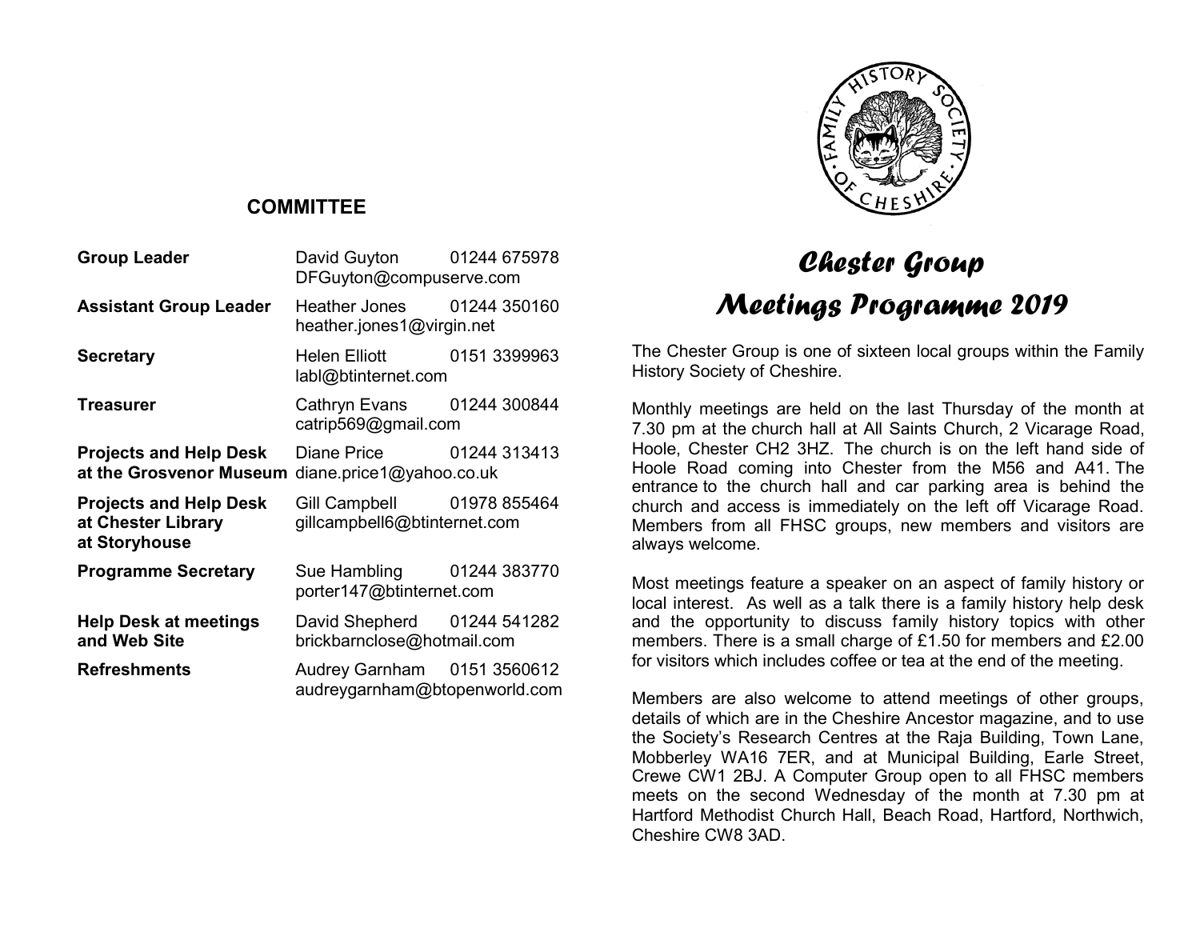## COMMITTEE

| | | |
|---|---|---|
| **Group Leader** | David Guyton<br>DFGuyton@compuserve.com | 01244 675978 |
| **Assistant Group Leader** | Heather Jones<br>heather.jones1@virgin.net | 01244 350160 |
| **Secretary** | Helen Elliott<br>labl@btinternet.com | 0151 3399963 |
| **Treasurer** | Cathryn Evans<br>catrip569@gmail.com | 01244 300844 |
| **Projects and Help Desk at the Grosvenor Museum** | Diane Price<br>diane.price1@yahoo.co.uk | 01244 313413 |
| **Projects and Help Desk at Chester Library at Storyhouse** | Gill Campbell<br>gillcampbell6@btinternet.com | 01978 855464 |
| **Programme Secretary** | Sue Hambling<br>porter147@btinternet.com | 01244 383770 |
| **Help Desk at meetings and Web Site** | David Shepherd<br>brickbarnclose@hotmail.com | 01244 541282 |
| **Refreshments** | Audrey Garnham<br>audreygarnham@btopenworld.com | 0151 3560612 |

# *Chester Group Meetings Programme 2019*

The Chester Group is one of sixteen local groups within the Family History Society of Cheshire.

Monthly meetings are held on the last Thursday of the month at 7.30 pm at the church hall at All Saints Church, 2 Vicarage Road, Hoole, Chester CH2 3HZ. The church is on the left hand side of Hoole Road coming into Chester from the M56 and A41. The entrance to the church hall and car parking area is behind the church and access is immediately on the left off Vicarage Road. Members from all FHSC groups, new members and visitors are always welcome.

Most meetings feature a speaker on an aspect of family history or local interest. As well as a talk there is a family history help desk and the opportunity to discuss family history topics with other members. There is a small charge of £1.50 for members and £2.00 for visitors which includes coffee or tea at the end of the meeting.

Members are also welcome to attend meetings of other groups, details of which are in the Cheshire Ancestor magazine, and to use the Society's Research Centres at the Raja Building, Town Lane, Mobberley WA16 7ER, and at Municipal Building, Earle Street, Crewe CW1 2BJ. A Computer Group open to all FHSC members meets on the second Wednesday of the month at 7.30 pm at Hartford Methodist Church Hall, Beach Road, Hartford, Northwich, Cheshire CW8 3AD.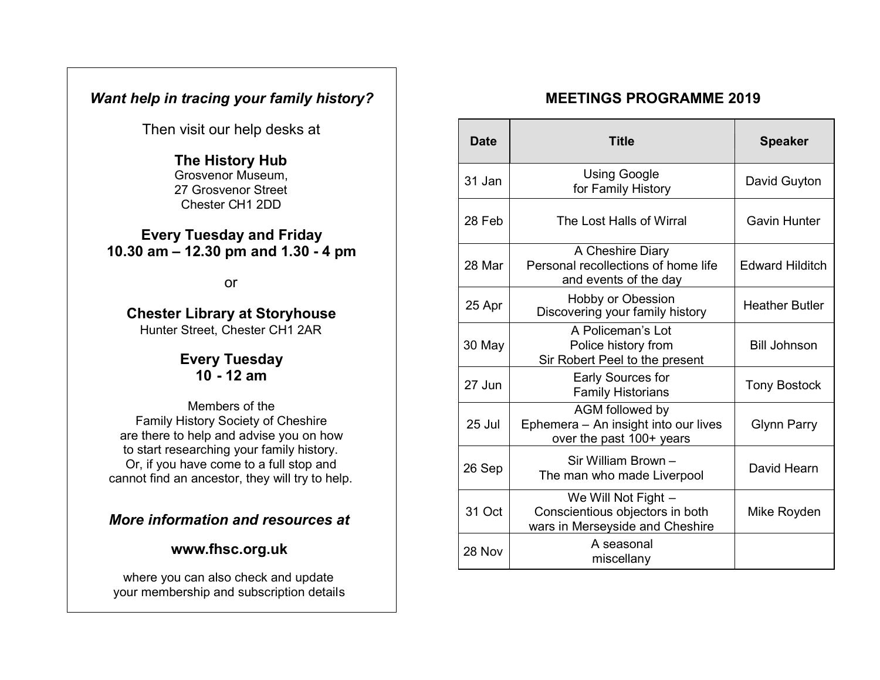***Want help in tracing your family history?***

Then visit our help desks at

**The History Hub**
Grosvenor Museum,
27 Grosvenor Street
Chester CH1 2DD

**Every Tuesday and Friday**
**10.30 am – 12.30 pm and 1.30 - 4 pm**

or

**Chester Library at Storyhouse**
Hunter Street, Chester CH1 2AR

**Every Tuesday**
**10 - 12 am**

Members of the
Family History Society of Cheshire
are there to help and advise you on how
to start researching your family history.
Or, if you have come to a full stop and
cannot find an ancestor, they will try to help.

***More information and resources at***

**www.fhsc.org.uk**

where you can also check and update
your membership and subscription details

## MEETINGS PROGRAMME 2019

| Date | Title | Speaker |
|---|---|---|
| 31 Jan | Using Google for Family History | David Guyton |
| 28 Feb | The Lost Halls of Wirral | Gavin Hunter |
| 28 Mar | A Cheshire Diary Personal recollections of home life and events of the day | Edward Hilditch |
| 25 Apr | Hobby or Obession Discovering your family history | Heather Butler |
| 30 May | A Policeman's Lot Police history from Sir Robert Peel to the present | Bill Johnson |
| 27 Jun | Early Sources for Family Historians | Tony Bostock |
| 25 Jul | AGM followed by Ephemera – An insight into our lives over the past 100+ years | Glynn Parry |
| 26 Sep | Sir William Brown – The man who made Liverpool | David Hearn |
| 31 Oct | We Will Not Fight – Conscientious objectors in both wars in Merseyside and Cheshire | Mike Royden |
| 28 Nov | A seasonal miscellany | |